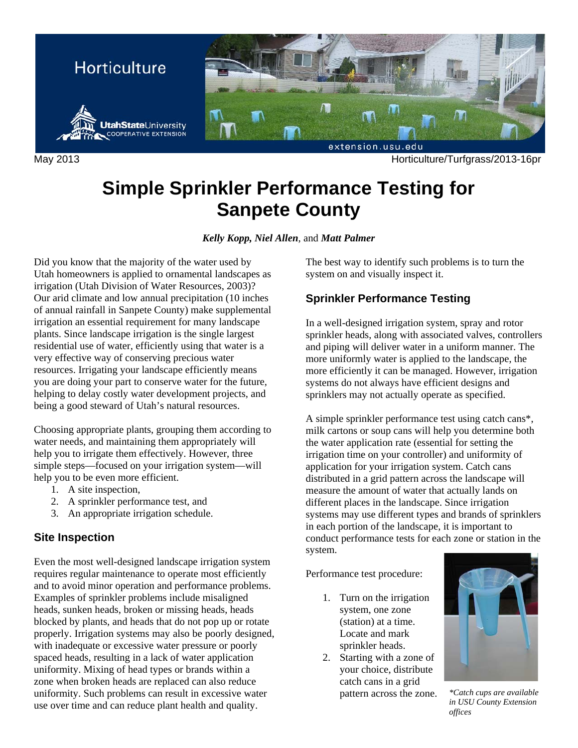Horticulture

May 2013 Horticulture/Turfgrass/2013-16pr

# Simple Sprinkler Performance Testing for Sanpete County

***Kelly Kopp, Niel Allen***, and ***Matt Palmer***

Did you know that the majority of the water used by Utah homeowners is applied to ornamental landscapes as irrigation (Utah Division of Water Resources, 2003)? Our arid climate and low annual precipitation (10 inches of annual rainfall in Sanpete County) make supplemental irrigation an essential requirement for many landscape plants. Since landscape irrigation is the single largest residential use of water, efficiently using that water is a very effective way of conserving precious water resources. Irrigating your landscape efficiently means you are doing your part to conserve water for the future, helping to delay costly water development projects, and being a good steward of Utah's natural resources.

Choosing appropriate plants, grouping them according to water needs, and maintaining them appropriately will help you to irrigate them effectively. However, three simple steps—focused on your irrigation system—will help you to be even more efficient.

1. A site inspection,
2. A sprinkler performance test, and
3. An appropriate irrigation schedule.

## Site Inspection

Even the most well-designed landscape irrigation system requires regular maintenance to operate most efficiently and to avoid minor operation and performance problems. Examples of sprinkler problems include misaligned heads, sunken heads, broken or missing heads, heads blocked by plants, and heads that do not pop up or rotate properly. Irrigation systems may also be poorly designed, with inadequate or excessive water pressure or poorly spaced heads, resulting in a lack of water application uniformity. Mixing of head types or brands within a zone when broken heads are replaced can also reduce uniformity. Such problems can result in excessive water use over time and can reduce plant health and quality.

The best way to identify such problems is to turn the system on and visually inspect it.

## Sprinkler Performance Testing

In a well-designed irrigation system, spray and rotor sprinkler heads, along with associated valves, controllers and piping will deliver water in a uniform manner. The more uniformly water is applied to the landscape, the more efficiently it can be managed. However, irrigation systems do not always have efficient designs and sprinklers may not actually operate as specified.

A simple sprinkler performance test using catch cans*, milk cartons or soup cans will help you determine both the water application rate (essential for setting the irrigation time on your controller) and uniformity of application for your irrigation system. Catch cans distributed in a grid pattern across the landscape will measure the amount of water that actually lands on different places in the landscape. Since irrigation systems may use different types and brands of sprinklers in each portion of the landscape, it is important to conduct performance tests for each zone or station in the system.

Performance test procedure:

1. Turn on the irrigation system, one zone (station) at a time. Locate and mark sprinkler heads.
2. Starting with a zone of your choice, distribute catch cans in a grid pattern across the zone.

*\*Catch cups are available in USU County Extension offices*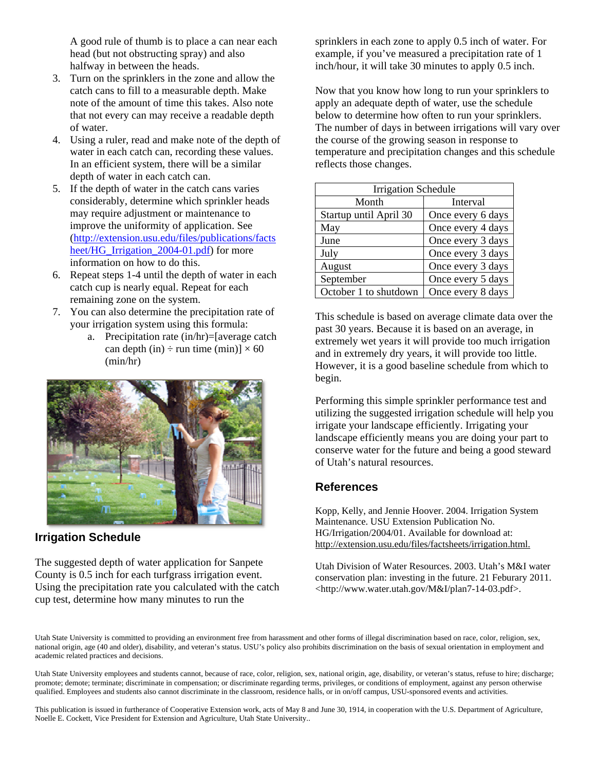A good rule of thumb is to place a can near each head (but not obstructing spray) and also halfway in between the heads.

3. Turn on the sprinklers in the zone and allow the catch cans to fill to a measurable depth. Make note of the amount of time this takes. Also note that not every can may receive a readable depth of water.
4. Using a ruler, read and make note of the depth of water in each catch can, recording these values. In an efficient system, there will be a similar depth of water in each catch can.
5. If the depth of water in the catch cans varies considerably, determine which sprinkler heads may require adjustment or maintenance to improve the uniformity of application. See (http://extension.usu.edu/files/publications/factsheet/HG_Irrigation_2004-01.pdf) for more information on how to do this.
6. Repeat steps 1-4 until the depth of water in each catch cup is nearly equal. Repeat for each remaining zone on the system.
7. You can also determine the precipitation rate of your irrigation system using this formula:
   a. Precipitation rate (in/hr)=[average catch can depth (in) ÷ run time (min)] × 60 (min/hr)

## Irrigation Schedule

The suggested depth of water application for Sanpete County is 0.5 inch for each turfgrass irrigation event. Using the precipitation rate you calculated with the catch cup test, determine how many minutes to run the sprinklers in each zone to apply 0.5 inch of water. For example, if you've measured a precipitation rate of 1 inch/hour, it will take 30 minutes to apply 0.5 inch.

Now that you know how long to run your sprinklers to apply an adequate depth of water, use the schedule below to determine how often to run your sprinklers. The number of days in between irrigations will vary over the course of the growing season in response to temperature and precipitation changes and this schedule reflects those changes.

| Irrigation Schedule | |
|---|---|
| Month | Interval |
| Startup until April 30 | Once every 6 days |
| May | Once every 4 days |
| June | Once every 3 days |
| July | Once every 3 days |
| August | Once every 3 days |
| September | Once every 5 days |
| October 1 to shutdown | Once every 8 days |

This schedule is based on average climate data over the past 30 years. Because it is based on an average, in extremely wet years it will provide too much irrigation and in extremely dry years, it will provide too little. However, it is a good baseline schedule from which to begin.

Performing this simple sprinkler performance test and utilizing the suggested irrigation schedule will help you irrigate your landscape efficiently. Irrigating your landscape efficiently means you are doing your part to conserve water for the future and being a good steward of Utah's natural resources.

## References

Kopp, Kelly, and Jennie Hoover. 2004. Irrigation System Maintenance. USU Extension Publication No. HG/Irrigation/2004/01. Available for download at: http://extension.usu.edu/files/factsheets/irrigation.html.

Utah Division of Water Resources. 2003. Utah's M&I water conservation plan: investing in the future. 21 Feburary 2011. <http://www.water.utah.gov/M&I/plan7-14-03.pdf>.

Utah State University is committed to providing an environment free from harassment and other forms of illegal discrimination based on race, color, religion, sex, national origin, age (40 and older), disability, and veteran's status. USU's policy also prohibits discrimination on the basis of sexual orientation in employment and academic related practices and decisions.

Utah State University employees and students cannot, because of race, color, religion, sex, national origin, age, disability, or veteran's status, refuse to hire; discharge; promote; demote; terminate; discriminate in compensation; or discriminate regarding terms, privileges, or conditions of employment, against any person otherwise qualified. Employees and students also cannot discriminate in the classroom, residence halls, or in on/off campus, USU-sponsored events and activities.

This publication is issued in furtherance of Cooperative Extension work, acts of May 8 and June 30, 1914, in cooperation with the U.S. Department of Agriculture, Noelle E. Cockett, Vice President for Extension and Agriculture, Utah State University..